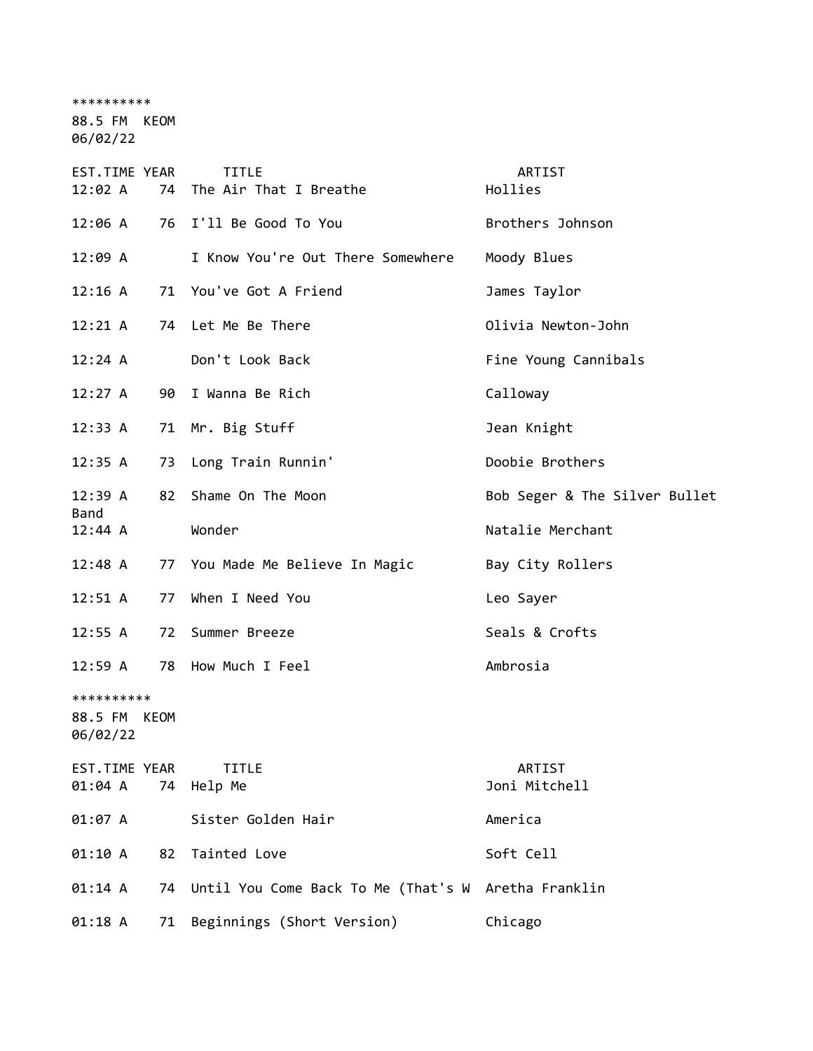**********
88.5 FM KEOM
06/02/22

| EST.TIME | YEAR | TITLE | ARTIST |
|---|---|---|---|
| 12:02 A | 74 | The Air That I Breathe | Hollies |
| 12:06 A | 76 | I'll Be Good To You | Brothers Johnson |
| 12:09 A | | I Know You're Out There Somewhere | Moody Blues |
| 12:16 A | 71 | You've Got A Friend | James Taylor |
| 12:21 A | 74 | Let Me Be There | Olivia Newton-John |
| 12:24 A | | Don't Look Back | Fine Young Cannibals |
| 12:27 A | 90 | I Wanna Be Rich | Calloway |
| 12:33 A | 71 | Mr. Big Stuff | Jean Knight |
| 12:35 A | 73 | Long Train Runnin' | Doobie Brothers |
| 12:39 A | 82 | Shame On The Moon | Bob Seger & The Silver Bullet Band |
| 12:44 A | | Wonder | Natalie Merchant |
| 12:48 A | 77 | You Made Me Believe In Magic | Bay City Rollers |
| 12:51 A | 77 | When I Need You | Leo Sayer |
| 12:55 A | 72 | Summer Breeze | Seals & Crofts |
| 12:59 A | 78 | How Much I Feel | Ambrosia |

**********
88.5 FM KEOM
06/02/22

| EST.TIME | YEAR | TITLE | ARTIST |
|---|---|---|---|
| 01:04 A | 74 | Help Me | Joni Mitchell |
| 01:07 A | | Sister Golden Hair | America |
| 01:10 A | 82 | Tainted Love | Soft Cell |
| 01:14 A | 74 | Until You Come Back To Me (That's W | Aretha Franklin |
| 01:18 A | 71 | Beginnings (Short Version) | Chicago |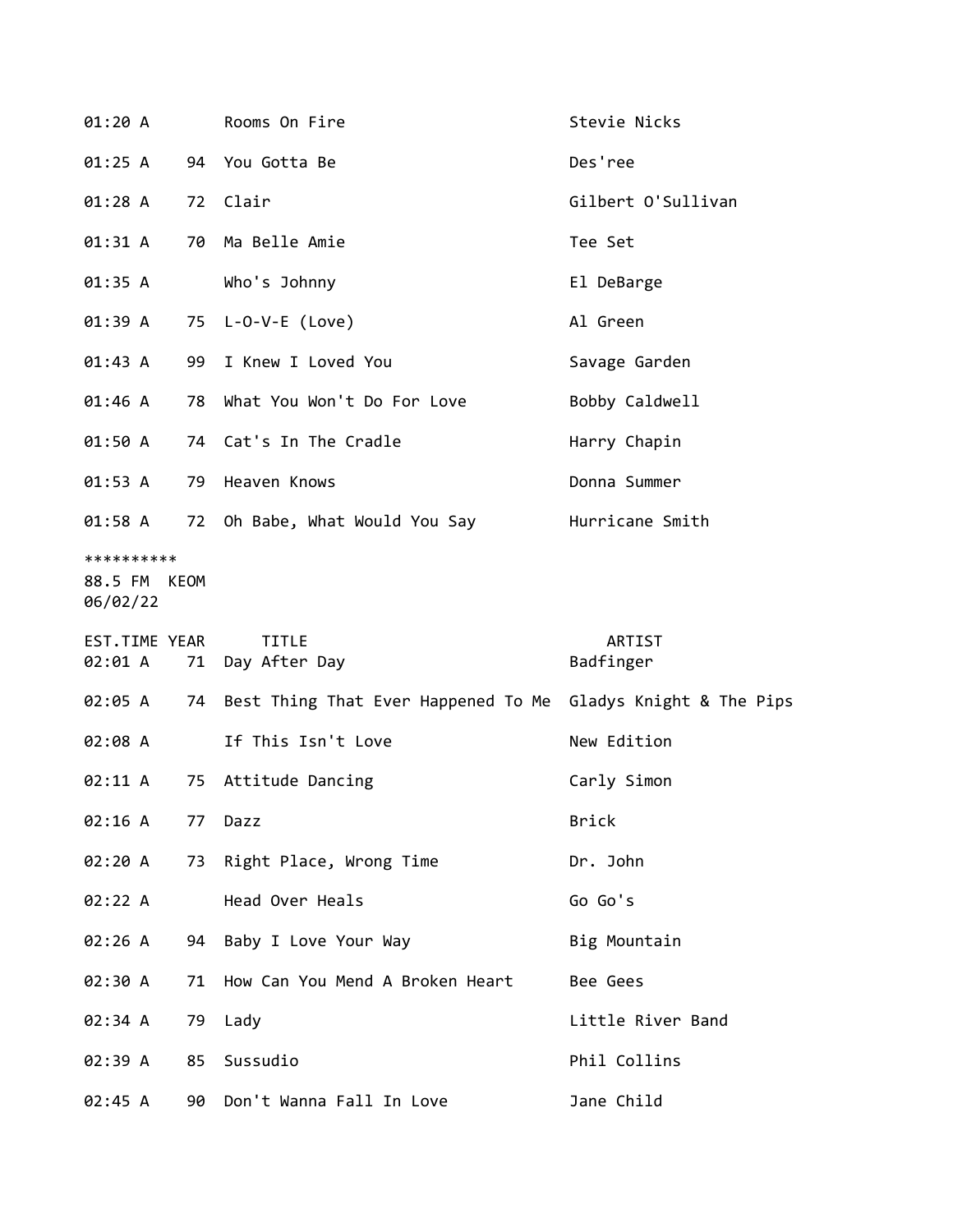| | | | |
|---|---|---|---|
| 01:20 A | | Rooms On Fire | Stevie Nicks |
| 01:25 A | 94 | You Gotta Be | Des'ree |
| 01:28 A | 72 | Clair | Gilbert O'Sullivan |
| 01:31 A | 70 | Ma Belle Amie | Tee Set |
| 01:35 A | | Who's Johnny | El DeBarge |
| 01:39 A | 75 | L-O-V-E (Love) | Al Green |
| 01:43 A | 99 | I Knew I Loved You | Savage Garden |
| 01:46 A | 78 | What You Won't Do For Love | Bobby Caldwell |
| 01:50 A | 74 | Cat's In The Cradle | Harry Chapin |
| 01:53 A | 79 | Heaven Knows | Donna Summer |
| 01:58 A | 72 | Oh Babe, What Would You Say | Hurricane Smith |

**********
88.5 FM KEOM
06/02/22

| EST.TIME | YEAR | TITLE | ARTIST |
|---|---|---|---|
| 02:01 A | 71 | Day After Day | Badfinger |
| 02:05 A | 74 | Best Thing That Ever Happened To Me | Gladys Knight & The Pips |
| 02:08 A | | If This Isn't Love | New Edition |
| 02:11 A | 75 | Attitude Dancing | Carly Simon |
| 02:16 A | 77 | Dazz | Brick |
| 02:20 A | 73 | Right Place, Wrong Time | Dr. John |
| 02:22 A | | Head Over Heals | Go Go's |
| 02:26 A | 94 | Baby I Love Your Way | Big Mountain |
| 02:30 A | 71 | How Can You Mend A Broken Heart | Bee Gees |
| 02:34 A | 79 | Lady | Little River Band |
| 02:39 A | 85 | Sussudio | Phil Collins |
| 02:45 A | 90 | Don't Wanna Fall In Love | Jane Child |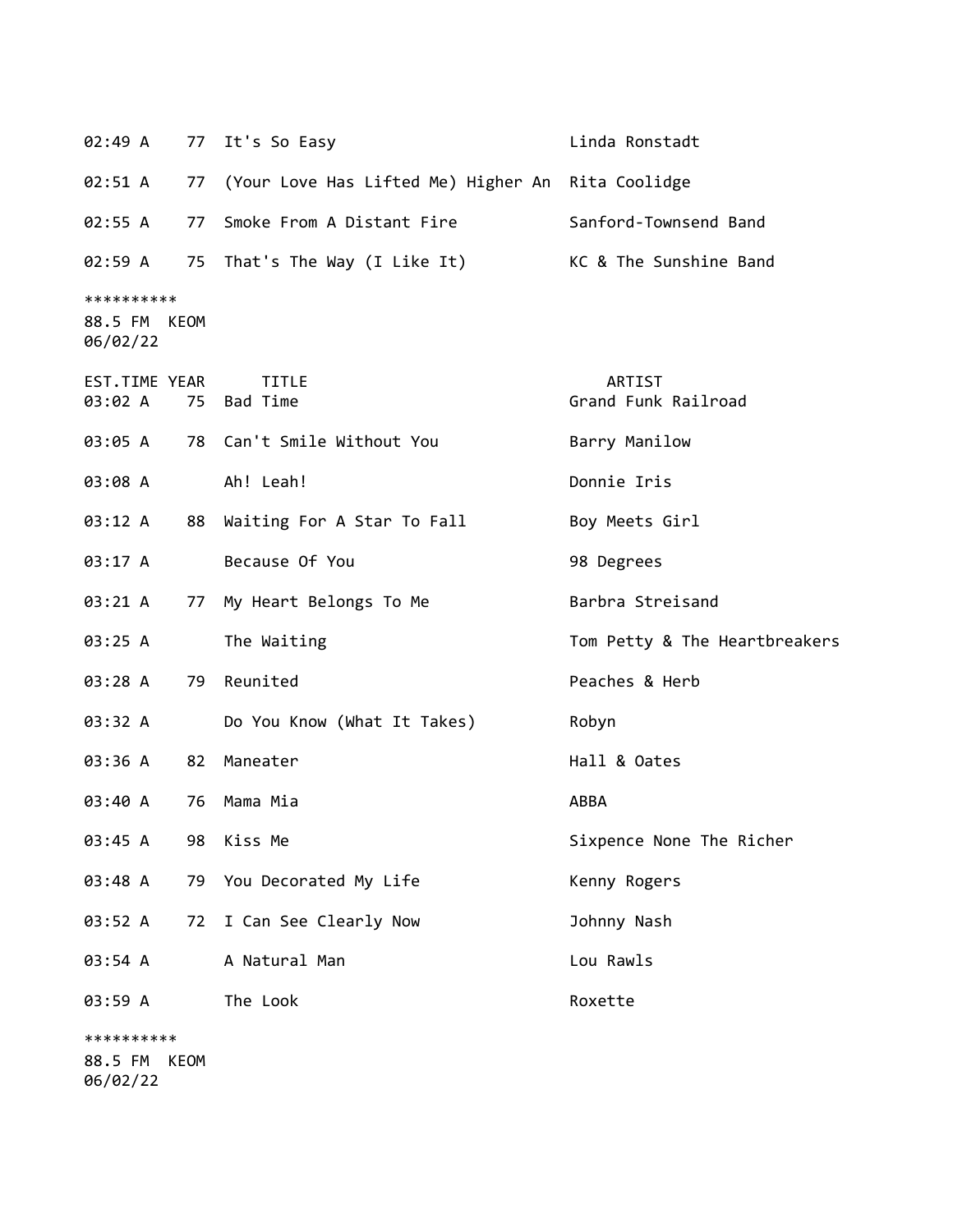| EST.TIME | YEAR | TITLE | ARTIST |
|---|---|---|---|
| 02:49 A | 77 | It's So Easy | Linda Ronstadt |
| 02:51 A | 77 | (Your Love Has Lifted Me) Higher An | Rita Coolidge |
| 02:55 A | 77 | Smoke From A Distant Fire | Sanford-Townsend Band |
| 02:59 A | 75 | That's The Way (I Like It) | KC & The Sunshine Band |

**********
88.5 FM  KEOM
06/02/22

| EST.TIME | YEAR | TITLE | ARTIST |
|---|---|---|---|
| 03:02 A | 75 | Bad Time | Grand Funk Railroad |
| 03:05 A | 78 | Can't Smile Without You | Barry Manilow |
| 03:08 A | | Ah! Leah! | Donnie Iris |
| 03:12 A | 88 | Waiting For A Star To Fall | Boy Meets Girl |
| 03:17 A | | Because Of You | 98 Degrees |
| 03:21 A | 77 | My Heart Belongs To Me | Barbra Streisand |
| 03:25 A | | The Waiting | Tom Petty & The Heartbreakers |
| 03:28 A | 79 | Reunited | Peaches & Herb |
| 03:32 A | | Do You Know (What It Takes) | Robyn |
| 03:36 A | 82 | Maneater | Hall & Oates |
| 03:40 A | 76 | Mama Mia | ABBA |
| 03:45 A | 98 | Kiss Me | Sixpence None The Richer |
| 03:48 A | 79 | You Decorated My Life | Kenny Rogers |
| 03:52 A | 72 | I Can See Clearly Now | Johnny Nash |
| 03:54 A | | A Natural Man | Lou Rawls |
| 03:59 A | | The Look | Roxette |

**********
88.5 FM  KEOM
06/02/22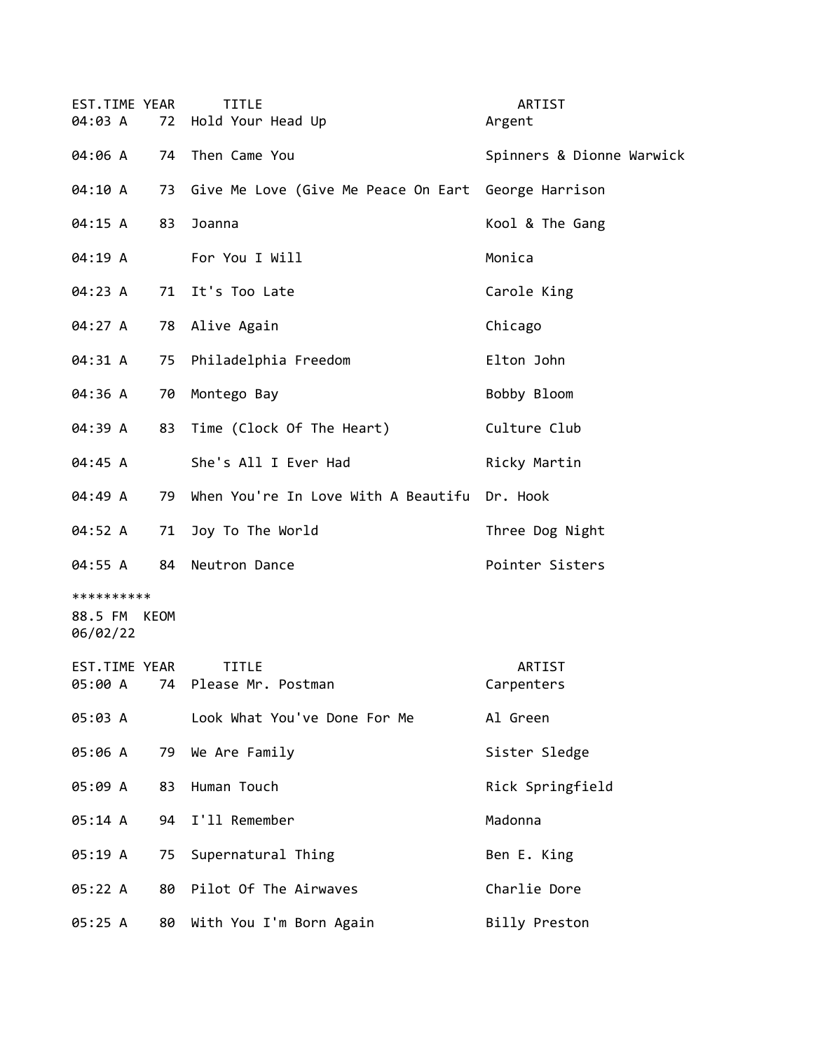| EST.TIME | YEAR | TITLE | ARTIST |
|---|---|---|---|
| 04:03 A | 72 | Hold Your Head Up | Argent |
| 04:06 A | 74 | Then Came You | Spinners & Dionne Warwick |
| 04:10 A | 73 | Give Me Love (Give Me Peace On Eart | George Harrison |
| 04:15 A | 83 | Joanna | Kool & The Gang |
| 04:19 A | | For You I Will | Monica |
| 04:23 A | 71 | It's Too Late | Carole King |
| 04:27 A | 78 | Alive Again | Chicago |
| 04:31 A | 75 | Philadelphia Freedom | Elton John |
| 04:36 A | 70 | Montego Bay | Bobby Bloom |
| 04:39 A | 83 | Time (Clock Of The Heart) | Culture Club |
| 04:45 A | | She's All I Ever Had | Ricky Martin |
| 04:49 A | 79 | When You're In Love With A Beautifu | Dr. Hook |
| 04:52 A | 71 | Joy To The World | Three Dog Night |
| 04:55 A | 84 | Neutron Dance | Pointer Sisters |

**********

88.5 FM KEOM
06/02/22

| EST.TIME | YEAR | TITLE | ARTIST |
|---|---|---|---|
| 05:00 A | 74 | Please Mr. Postman | Carpenters |
| 05:03 A | | Look What You've Done For Me | Al Green |
| 05:06 A | 79 | We Are Family | Sister Sledge |
| 05:09 A | 83 | Human Touch | Rick Springfield |
| 05:14 A | 94 | I'll Remember | Madonna |
| 05:19 A | 75 | Supernatural Thing | Ben E. King |
| 05:22 A | 80 | Pilot Of The Airwaves | Charlie Dore |
| 05:25 A | 80 | With You I'm Born Again | Billy Preston |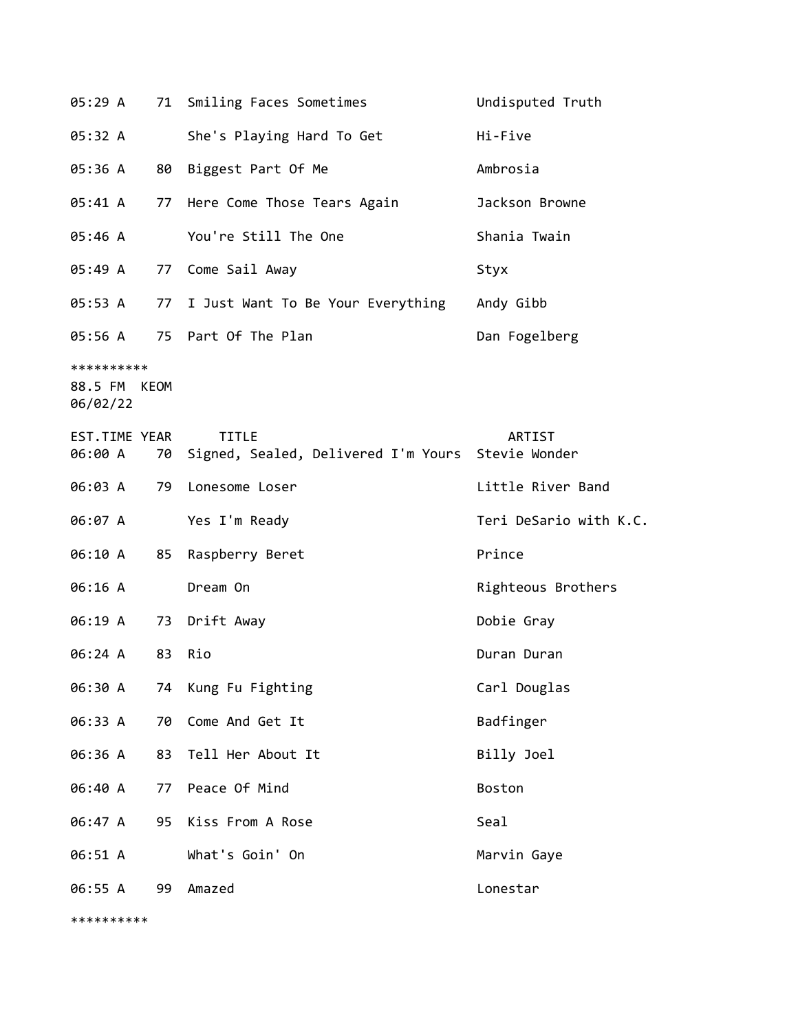| | | | |
|---|---|---|---|
| 05:29 A | 71 | Smiling Faces Sometimes | Undisputed Truth |
| 05:32 A | | She's Playing Hard To Get | Hi-Five |
| 05:36 A | 80 | Biggest Part Of Me | Ambrosia |
| 05:41 A | 77 | Here Come Those Tears Again | Jackson Browne |
| 05:46 A | | You're Still The One | Shania Twain |
| 05:49 A | 77 | Come Sail Away | Styx |
| 05:53 A | 77 | I Just Want To Be Your Everything | Andy Gibb |
| 05:56 A | 75 | Part Of The Plan | Dan Fogelberg |

**********
88.5 FM KEOM
06/02/22

| EST.TIME | YEAR | TITLE | ARTIST |
|---|---|---|---|
| 06:00 A | 70 | Signed, Sealed, Delivered I'm Yours | Stevie Wonder |
| 06:03 A | 79 | Lonesome Loser | Little River Band |
| 06:07 A | | Yes I'm Ready | Teri DeSario with K.C. |
| 06:10 A | 85 | Raspberry Beret | Prince |
| 06:16 A | | Dream On | Righteous Brothers |
| 06:19 A | 73 | Drift Away | Dobie Gray |
| 06:24 A | 83 | Rio | Duran Duran |
| 06:30 A | 74 | Kung Fu Fighting | Carl Douglas |
| 06:33 A | 70 | Come And Get It | Badfinger |
| 06:36 A | 83 | Tell Her About It | Billy Joel |
| 06:40 A | 77 | Peace Of Mind | Boston |
| 06:47 A | 95 | Kiss From A Rose | Seal |
| 06:51 A | | What's Goin' On | Marvin Gaye |
| 06:55 A | 99 | Amazed | Lonestar |

**********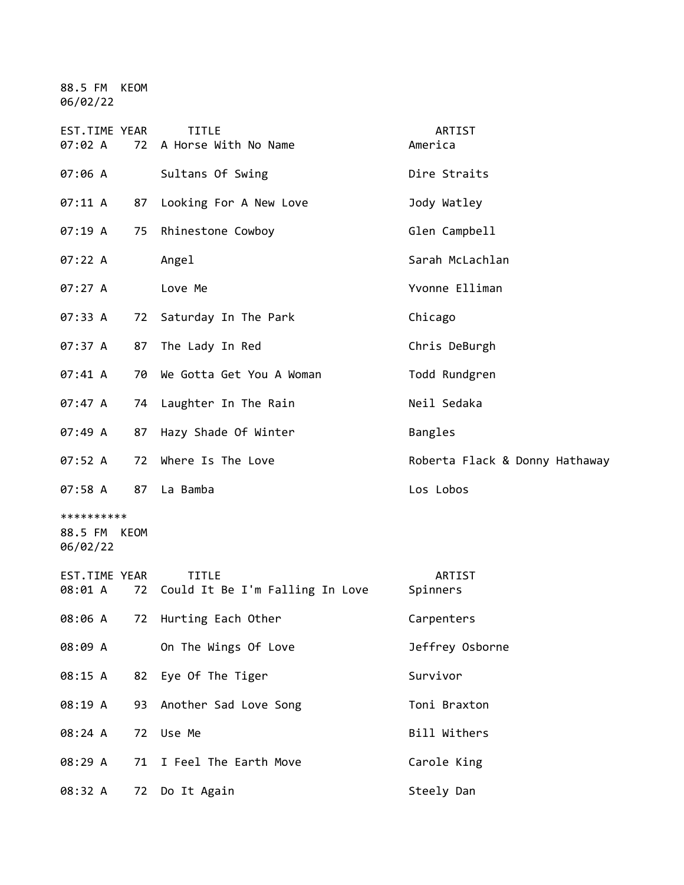88.5 FM KEOM
06/02/22

| EST.TIME | YEAR | TITLE | ARTIST |
|---|---|---|---|
| 07:02 A | 72 | A Horse With No Name | America |
| 07:06 A | | Sultans Of Swing | Dire Straits |
| 07:11 A | 87 | Looking For A New Love | Jody Watley |
| 07:19 A | 75 | Rhinestone Cowboy | Glen Campbell |
| 07:22 A | | Angel | Sarah McLachlan |
| 07:27 A | | Love Me | Yvonne Elliman |
| 07:33 A | 72 | Saturday In The Park | Chicago |
| 07:37 A | 87 | The Lady In Red | Chris DeBurgh |
| 07:41 A | 70 | We Gotta Get You A Woman | Todd Rundgren |
| 07:47 A | 74 | Laughter In The Rain | Neil Sedaka |
| 07:49 A | 87 | Hazy Shade Of Winter | Bangles |
| 07:52 A | 72 | Where Is The Love | Roberta Flack & Donny Hathaway |
| 07:58 A | 87 | La Bamba | Los Lobos |

**********

88.5 FM KEOM
06/02/22

| EST.TIME | YEAR | TITLE | ARTIST |
|---|---|---|---|
| 08:01 A | 72 | Could It Be I'm Falling In Love | Spinners |
| 08:06 A | 72 | Hurting Each Other | Carpenters |
| 08:09 A | | On The Wings Of Love | Jeffrey Osborne |
| 08:15 A | 82 | Eye Of The Tiger | Survivor |
| 08:19 A | 93 | Another Sad Love Song | Toni Braxton |
| 08:24 A | 72 | Use Me | Bill Withers |
| 08:29 A | 71 | I Feel The Earth Move | Carole King |
| 08:32 A | 72 | Do It Again | Steely Dan |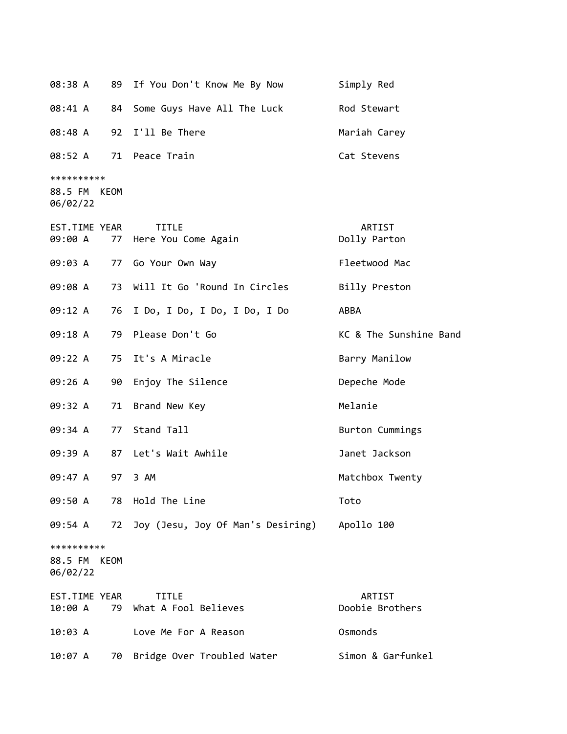| | | | |
|---|---|---|---|
| 08:38 A | 89 | If You Don't Know Me By Now | Simply Red |
| 08:41 A | 84 | Some Guys Have All The Luck | Rod Stewart |
| 08:48 A | 92 | I'll Be There | Mariah Carey |
| 08:52 A | 71 | Peace Train | Cat Stevens |

**********
88.5 FM KEOM
06/02/22

| EST.TIME | YEAR | TITLE | ARTIST |
|---|---|---|---|
| 09:00 A | 77 | Here You Come Again | Dolly Parton |
| 09:03 A | 77 | Go Your Own Way | Fleetwood Mac |
| 09:08 A | 73 | Will It Go 'Round In Circles | Billy Preston |
| 09:12 A | 76 | I Do, I Do, I Do, I Do, I Do | ABBA |
| 09:18 A | 79 | Please Don't Go | KC & The Sunshine Band |
| 09:22 A | 75 | It's A Miracle | Barry Manilow |
| 09:26 A | 90 | Enjoy The Silence | Depeche Mode |
| 09:32 A | 71 | Brand New Key | Melanie |
| 09:34 A | 77 | Stand Tall | Burton Cummings |
| 09:39 A | 87 | Let's Wait Awhile | Janet Jackson |
| 09:47 A | 97 | 3 AM | Matchbox Twenty |
| 09:50 A | 78 | Hold The Line | Toto |
| 09:54 A | 72 | Joy (Jesu, Joy Of Man's Desiring) | Apollo 100 |

**********
88.5 FM KEOM
06/02/22

| EST.TIME | YEAR | TITLE | ARTIST |
|---|---|---|---|
| 10:00 A | 79 | What A Fool Believes | Doobie Brothers |
| 10:03 A | | Love Me For A Reason | Osmonds |
| 10:07 A | 70 | Bridge Over Troubled Water | Simon & Garfunkel |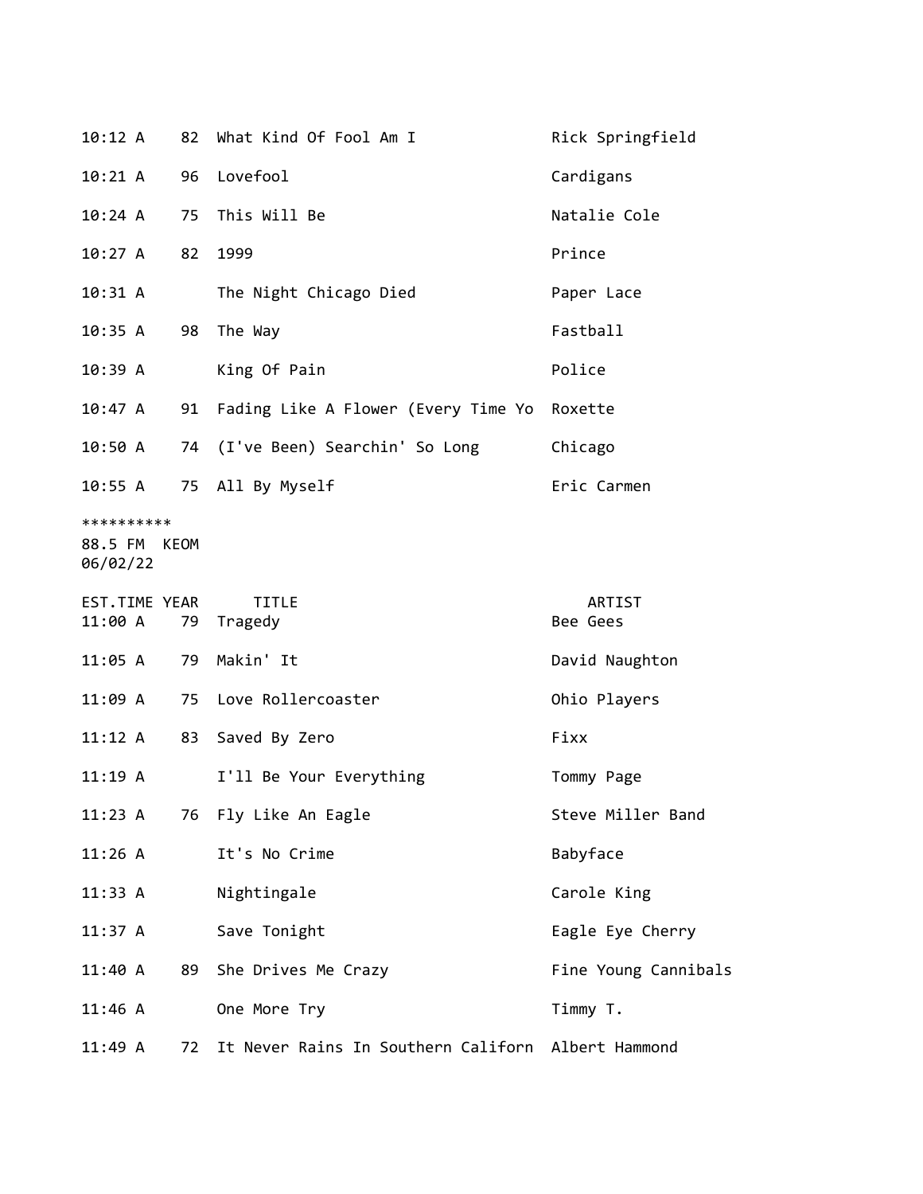| | | | |
|---|---|---|---|
| 10:12 A | 82 | What Kind Of Fool Am I | Rick Springfield |
| 10:21 A | 96 | Lovefool | Cardigans |
| 10:24 A | 75 | This Will Be | Natalie Cole |
| 10:27 A | 82 | 1999 | Prince |
| 10:31 A | | The Night Chicago Died | Paper Lace |
| 10:35 A | 98 | The Way | Fastball |
| 10:39 A | | King Of Pain | Police |
| 10:47 A | 91 | Fading Like A Flower (Every Time Yo | Roxette |
| 10:50 A | 74 | (I've Been) Searchin' So Long | Chicago |
| 10:55 A | 75 | All By Myself | Eric Carmen |

**********
88.5 FM KEOM
06/02/22

| EST.TIME | YEAR | TITLE | ARTIST |
|---|---|---|---|
| 11:00 A | 79 | Tragedy | Bee Gees |
| 11:05 A | 79 | Makin' It | David Naughton |
| 11:09 A | 75 | Love Rollercoaster | Ohio Players |
| 11:12 A | 83 | Saved By Zero | Fixx |
| 11:19 A | | I'll Be Your Everything | Tommy Page |
| 11:23 A | 76 | Fly Like An Eagle | Steve Miller Band |
| 11:26 A | | It's No Crime | Babyface |
| 11:33 A | | Nightingale | Carole King |
| 11:37 A | | Save Tonight | Eagle Eye Cherry |
| 11:40 A | 89 | She Drives Me Crazy | Fine Young Cannibals |
| 11:46 A | | One More Try | Timmy T. |
| 11:49 A | 72 | It Never Rains In Southern Californ | Albert Hammond |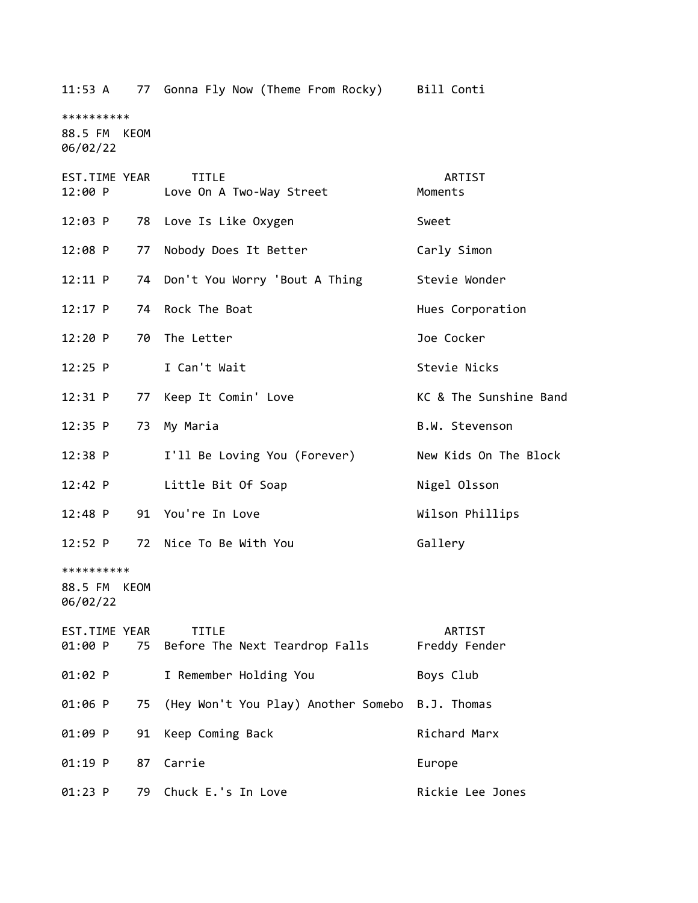| | | | |
|---|---|---|---|
| 11:53 A | 77 | Gonna Fly Now (Theme From Rocky) | Bill Conti |

**********
88.5 FM KEOM
06/02/22

| EST.TIME | YEAR | TITLE | ARTIST |
|---|---|---|---|
| 12:00 P | | Love On A Two-Way Street | Moments |
| 12:03 P | 78 | Love Is Like Oxygen | Sweet |
| 12:08 P | 77 | Nobody Does It Better | Carly Simon |
| 12:11 P | 74 | Don't You Worry 'Bout A Thing | Stevie Wonder |
| 12:17 P | 74 | Rock The Boat | Hues Corporation |
| 12:20 P | 70 | The Letter | Joe Cocker |
| 12:25 P | | I Can't Wait | Stevie Nicks |
| 12:31 P | 77 | Keep It Comin' Love | KC & The Sunshine Band |
| 12:35 P | 73 | My Maria | B.W. Stevenson |
| 12:38 P | | I'll Be Loving You (Forever) | New Kids On The Block |
| 12:42 P | | Little Bit Of Soap | Nigel Olsson |
| 12:48 P | 91 | You're In Love | Wilson Phillips |
| 12:52 P | 72 | Nice To Be With You | Gallery |

**********
88.5 FM KEOM
06/02/22

| EST.TIME | YEAR | TITLE | ARTIST |
|---|---|---|---|
| 01:00 P | 75 | Before The Next Teardrop Falls | Freddy Fender |
| 01:02 P | | I Remember Holding You | Boys Club |
| 01:06 P | 75 | (Hey Won't You Play) Another Somebo | B.J. Thomas |
| 01:09 P | 91 | Keep Coming Back | Richard Marx |
| 01:19 P | 87 | Carrie | Europe |
| 01:23 P | 79 | Chuck E.'s In Love | Rickie Lee Jones |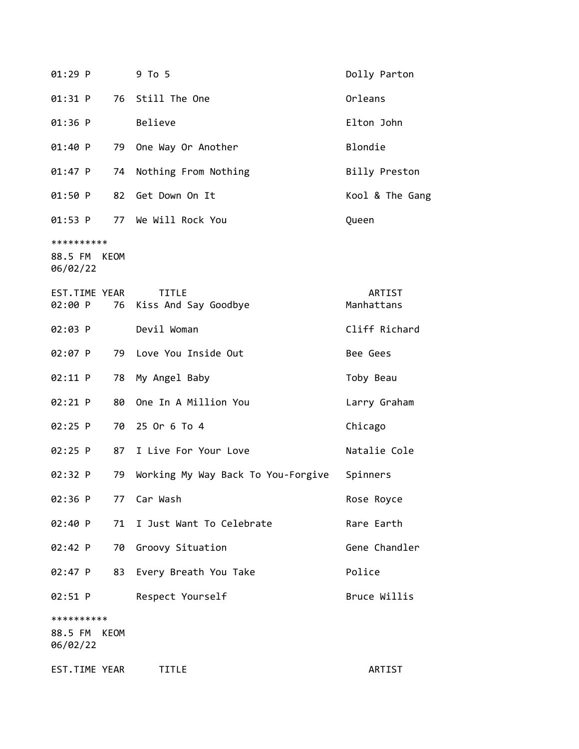| EST.TIME | YEAR | TITLE | ARTIST |
|---|---|---|---|
| 01:29 P | | 9 To 5 | Dolly Parton |
| 01:31 P | 76 | Still The One | Orleans |
| 01:36 P | | Believe | Elton John |
| 01:40 P | 79 | One Way Or Another | Blondie |
| 01:47 P | 74 | Nothing From Nothing | Billy Preston |
| 01:50 P | 82 | Get Down On It | Kool & The Gang |
| 01:53 P | 77 | We Will Rock You | Queen |

**********
88.5 FM KEOM
06/02/22

| EST.TIME | YEAR | TITLE | ARTIST |
|---|---|---|---|
| 02:00 P | 76 | Kiss And Say Goodbye | Manhattans |
| 02:03 P | | Devil Woman | Cliff Richard |
| 02:07 P | 79 | Love You Inside Out | Bee Gees |
| 02:11 P | 78 | My Angel Baby | Toby Beau |
| 02:21 P | 80 | One In A Million You | Larry Graham |
| 02:25 P | 70 | 25 Or 6 To 4 | Chicago |
| 02:25 P | 87 | I Live For Your Love | Natalie Cole |
| 02:32 P | 79 | Working My Way Back To You-Forgive | Spinners |
| 02:36 P | 77 | Car Wash | Rose Royce |
| 02:40 P | 71 | I Just Want To Celebrate | Rare Earth |
| 02:42 P | 70 | Groovy Situation | Gene Chandler |
| 02:47 P | 83 | Every Breath You Take | Police |
| 02:51 P | | Respect Yourself | Bruce Willis |

**********
88.5 FM KEOM
06/02/22

| EST.TIME | YEAR | TITLE | ARTIST |
|---|---|---|---|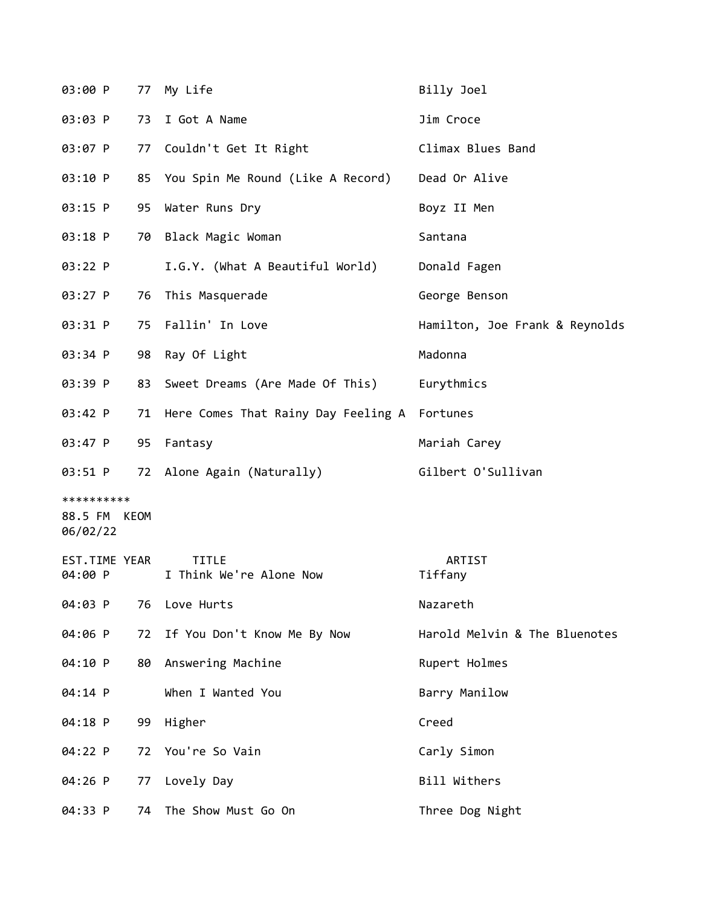| | | | |
|---|---|---|---|
| 03:00 P | 77 | My Life | Billy Joel |
| 03:03 P | 73 | I Got A Name | Jim Croce |
| 03:07 P | 77 | Couldn't Get It Right | Climax Blues Band |
| 03:10 P | 85 | You Spin Me Round (Like A Record) | Dead Or Alive |
| 03:15 P | 95 | Water Runs Dry | Boyz II Men |
| 03:18 P | 70 | Black Magic Woman | Santana |
| 03:22 P | | I.G.Y. (What A Beautiful World) | Donald Fagen |
| 03:27 P | 76 | This Masquerade | George Benson |
| 03:31 P | 75 | Fallin' In Love | Hamilton, Joe Frank & Reynolds |
| 03:34 P | 98 | Ray Of Light | Madonna |
| 03:39 P | 83 | Sweet Dreams (Are Made Of This) | Eurythmics |
| 03:42 P | 71 | Here Comes That Rainy Day Feeling A | Fortunes |
| 03:47 P | 95 | Fantasy | Mariah Carey |
| 03:51 P | 72 | Alone Again (Naturally) | Gilbert O'Sullivan |

**********
88.5 FM KEOM
06/02/22

| EST.TIME | YEAR | TITLE | ARTIST |
|---|---|---|---|
| 04:00 P | | I Think We're Alone Now | Tiffany |
| 04:03 P | 76 | Love Hurts | Nazareth |
| 04:06 P | 72 | If You Don't Know Me By Now | Harold Melvin & The Bluenotes |
| 04:10 P | 80 | Answering Machine | Rupert Holmes |
| 04:14 P | | When I Wanted You | Barry Manilow |
| 04:18 P | 99 | Higher | Creed |
| 04:22 P | 72 | You're So Vain | Carly Simon |
| 04:26 P | 77 | Lovely Day | Bill Withers |
| 04:33 P | 74 | The Show Must Go On | Three Dog Night |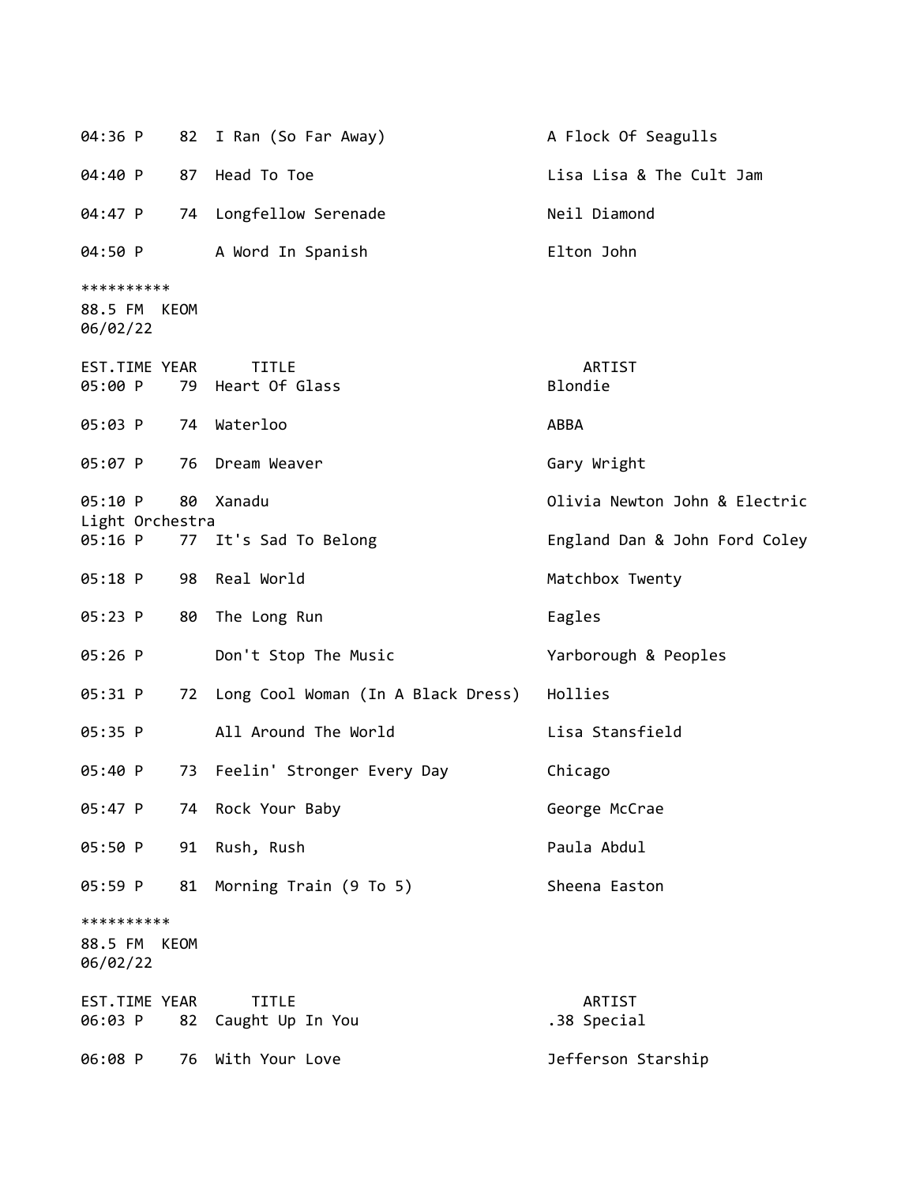| EST.TIME | YEAR | TITLE | ARTIST |
|---|---|---|---|
| 04:36 P | 82 | I Ran (So Far Away) | A Flock Of Seagulls |
| 04:40 P | 87 | Head To Toe | Lisa Lisa & The Cult Jam |
| 04:47 P | 74 | Longfellow Serenade | Neil Diamond |
| 04:50 P | | A Word In Spanish | Elton John |

**********
88.5 FM  KEOM
06/02/22

| EST.TIME | YEAR | TITLE | ARTIST |
|---|---|---|---|
| 05:00 P | 79 | Heart Of Glass | Blondie |
| 05:03 P | 74 | Waterloo | ABBA |
| 05:07 P | 76 | Dream Weaver | Gary Wright |
| 05:10 P | 80 | Xanadu | Olivia Newton John & Electric Light Orchestra |
| 05:16 P | 77 | It's Sad To Belong | England Dan & John Ford Coley |
| 05:18 P | 98 | Real World | Matchbox Twenty |
| 05:23 P | 80 | The Long Run | Eagles |
| 05:26 P | | Don't Stop The Music | Yarborough & Peoples |
| 05:31 P | 72 | Long Cool Woman (In A Black Dress) | Hollies |
| 05:35 P | | All Around The World | Lisa Stansfield |
| 05:40 P | 73 | Feelin' Stronger Every Day | Chicago |
| 05:47 P | 74 | Rock Your Baby | George McCrae |
| 05:50 P | 91 | Rush, Rush | Paula Abdul |
| 05:59 P | 81 | Morning Train (9 To 5) | Sheena Easton |

**********
88.5 FM  KEOM
06/02/22

| EST.TIME | YEAR | TITLE | ARTIST |
|---|---|---|---|
| 06:03 P | 82 | Caught Up In You | .38 Special |
| 06:08 P | 76 | With Your Love | Jefferson Starship |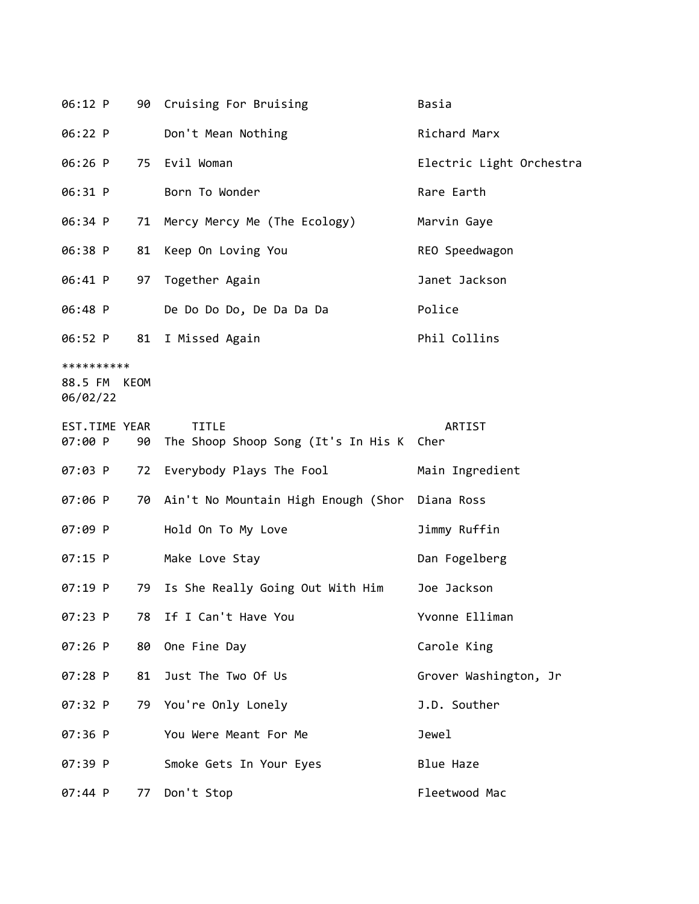| | | | |
|---|---|---|---|
| 06:12 P | 90 | Cruising For Bruising | Basia |
| 06:22 P | | Don't Mean Nothing | Richard Marx |
| 06:26 P | 75 | Evil Woman | Electric Light Orchestra |
| 06:31 P | | Born To Wonder | Rare Earth |
| 06:34 P | 71 | Mercy Mercy Me (The Ecology) | Marvin Gaye |
| 06:38 P | 81 | Keep On Loving You | REO Speedwagon |
| 06:41 P | 97 | Together Again | Janet Jackson |
| 06:48 P | | De Do Do Do, De Da Da Da | Police |
| 06:52 P | 81 | I Missed Again | Phil Collins |

**********
88.5 FM KEOM
06/02/22

| EST.TIME | YEAR | TITLE | ARTIST |
|---|---|---|---|
| 07:00 P | 90 | The Shoop Shoop Song (It's In His K | Cher |
| 07:03 P | 72 | Everybody Plays The Fool | Main Ingredient |
| 07:06 P | 70 | Ain't No Mountain High Enough (Shor | Diana Ross |
| 07:09 P | | Hold On To My Love | Jimmy Ruffin |
| 07:15 P | | Make Love Stay | Dan Fogelberg |
| 07:19 P | 79 | Is She Really Going Out With Him | Joe Jackson |
| 07:23 P | 78 | If I Can't Have You | Yvonne Elliman |
| 07:26 P | 80 | One Fine Day | Carole King |
| 07:28 P | 81 | Just The Two Of Us | Grover Washington, Jr |
| 07:32 P | 79 | You're Only Lonely | J.D. Souther |
| 07:36 P | | You Were Meant For Me | Jewel |
| 07:39 P | | Smoke Gets In Your Eyes | Blue Haze |
| 07:44 P | 77 | Don't Stop | Fleetwood Mac |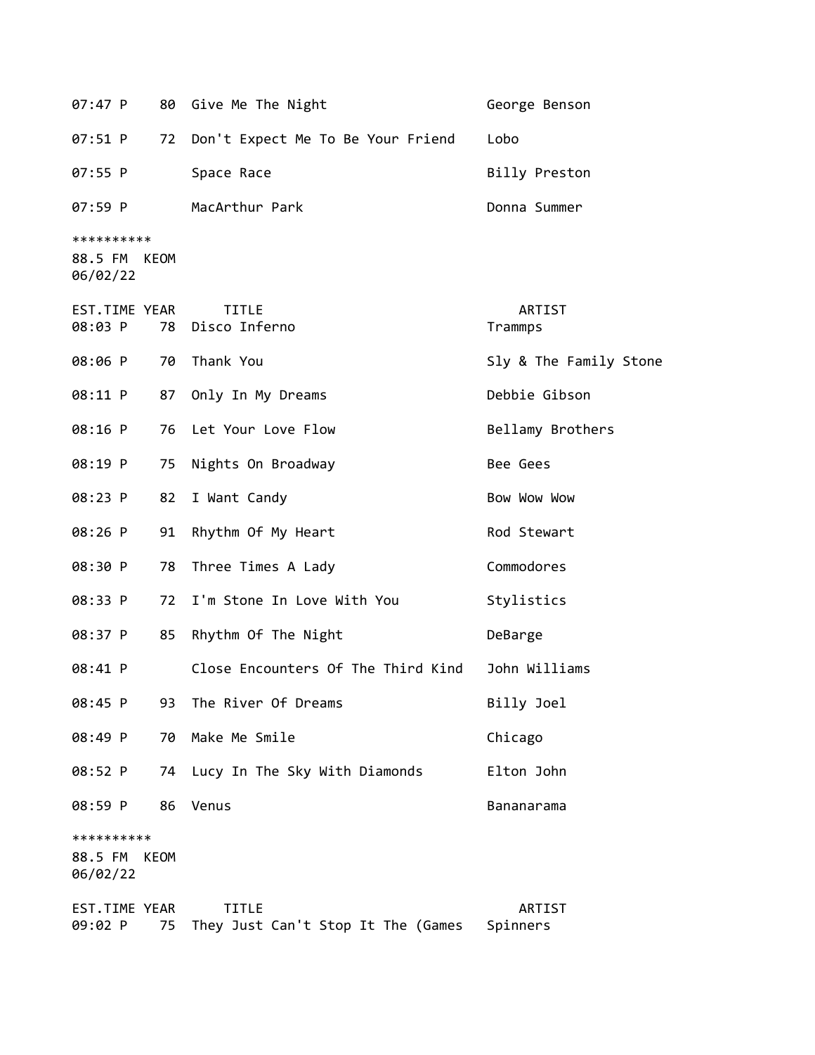| | | | |
|---|---|---|---|
| 07:47 P | 80 | Give Me The Night | George Benson |
| 07:51 P | 72 | Don't Expect Me To Be Your Friend | Lobo |
| 07:55 P | | Space Race | Billy Preston |
| 07:59 P | | MacArthur Park | Donna Summer |

**********
88.5 FM KEOM
06/02/22

| EST.TIME | YEAR | TITLE | ARTIST |
|---|---|---|---|
| 08:03 P | 78 | Disco Inferno | Trammps |
| 08:06 P | 70 | Thank You | Sly & The Family Stone |
| 08:11 P | 87 | Only In My Dreams | Debbie Gibson |
| 08:16 P | 76 | Let Your Love Flow | Bellamy Brothers |
| 08:19 P | 75 | Nights On Broadway | Bee Gees |
| 08:23 P | 82 | I Want Candy | Bow Wow Wow |
| 08:26 P | 91 | Rhythm Of My Heart | Rod Stewart |
| 08:30 P | 78 | Three Times A Lady | Commodores |
| 08:33 P | 72 | I'm Stone In Love With You | Stylistics |
| 08:37 P | 85 | Rhythm Of The Night | DeBarge |
| 08:41 P | | Close Encounters Of The Third Kind | John Williams |
| 08:45 P | 93 | The River Of Dreams | Billy Joel |
| 08:49 P | 70 | Make Me Smile | Chicago |
| 08:52 P | 74 | Lucy In The Sky With Diamonds | Elton John |
| 08:59 P | 86 | Venus | Bananarama |

**********
88.5 FM KEOM
06/02/22

| EST.TIME | YEAR | TITLE | ARTIST |
|---|---|---|---|
| 09:02 P | 75 | They Just Can't Stop It The (Games | Spinners |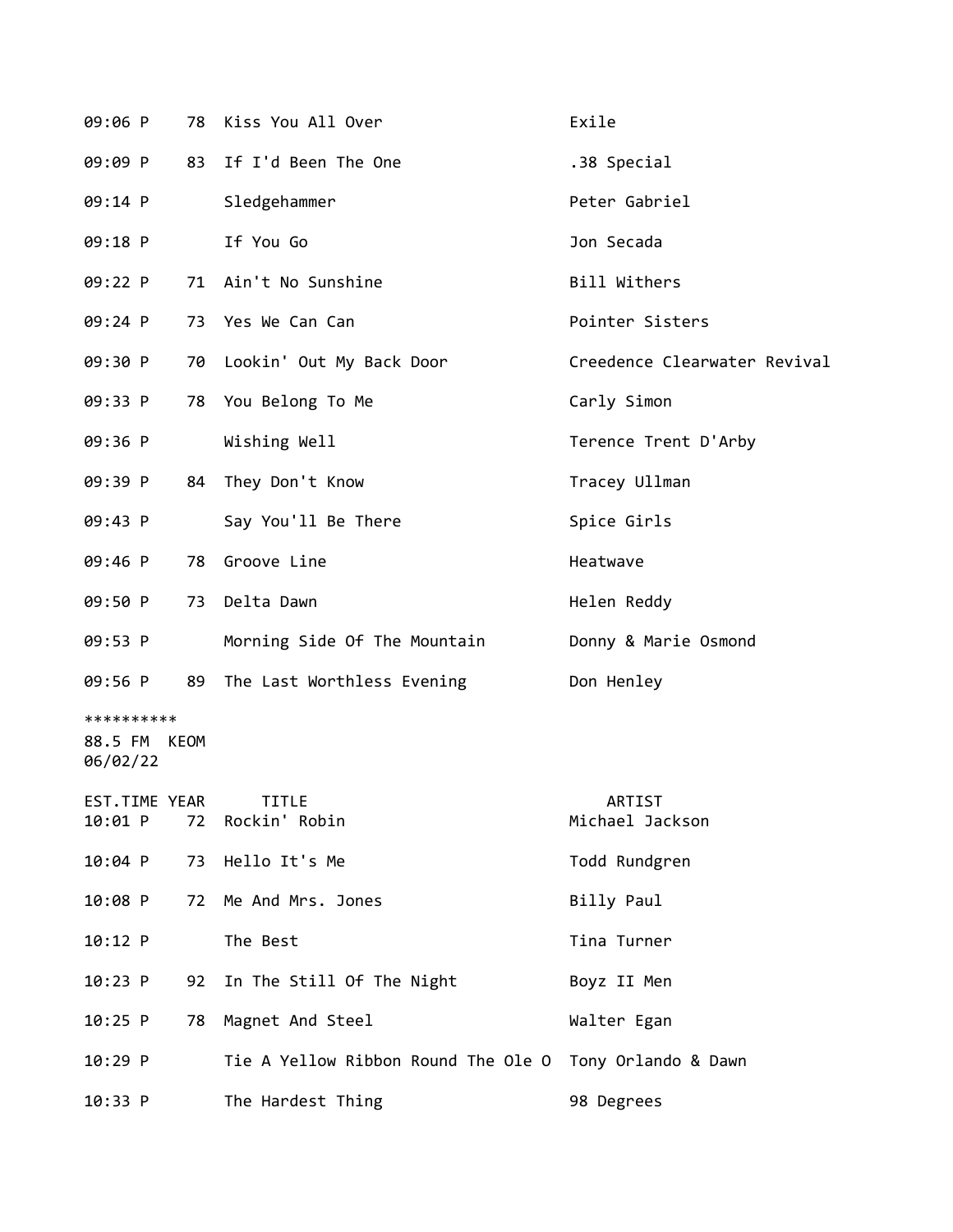| | | | |
|---|---|---|---|
| 09:06 P | 78 | Kiss You All Over | Exile |
| 09:09 P | 83 | If I'd Been The One | .38 Special |
| 09:14 P | | Sledgehammer | Peter Gabriel |
| 09:18 P | | If You Go | Jon Secada |
| 09:22 P | 71 | Ain't No Sunshine | Bill Withers |
| 09:24 P | 73 | Yes We Can Can | Pointer Sisters |
| 09:30 P | 70 | Lookin' Out My Back Door | Creedence Clearwater Revival |
| 09:33 P | 78 | You Belong To Me | Carly Simon |
| 09:36 P | | Wishing Well | Terence Trent D'Arby |
| 09:39 P | 84 | They Don't Know | Tracey Ullman |
| 09:43 P | | Say You'll Be There | Spice Girls |
| 09:46 P | 78 | Groove Line | Heatwave |
| 09:50 P | 73 | Delta Dawn | Helen Reddy |
| 09:53 P | | Morning Side Of The Mountain | Donny & Marie Osmond |
| 09:56 P | 89 | The Last Worthless Evening | Don Henley |

**********
88.5 FM KEOM
06/02/22

| EST.TIME | YEAR | TITLE | ARTIST |
|---|---|---|---|
| 10:01 P | 72 | Rockin' Robin | Michael Jackson |
| 10:04 P | 73 | Hello It's Me | Todd Rundgren |
| 10:08 P | 72 | Me And Mrs. Jones | Billy Paul |
| 10:12 P | | The Best | Tina Turner |
| 10:23 P | 92 | In The Still Of The Night | Boyz II Men |
| 10:25 P | 78 | Magnet And Steel | Walter Egan |
| 10:29 P | | Tie A Yellow Ribbon Round The Ole O | Tony Orlando & Dawn |
| 10:33 P | | The Hardest Thing | 98 Degrees |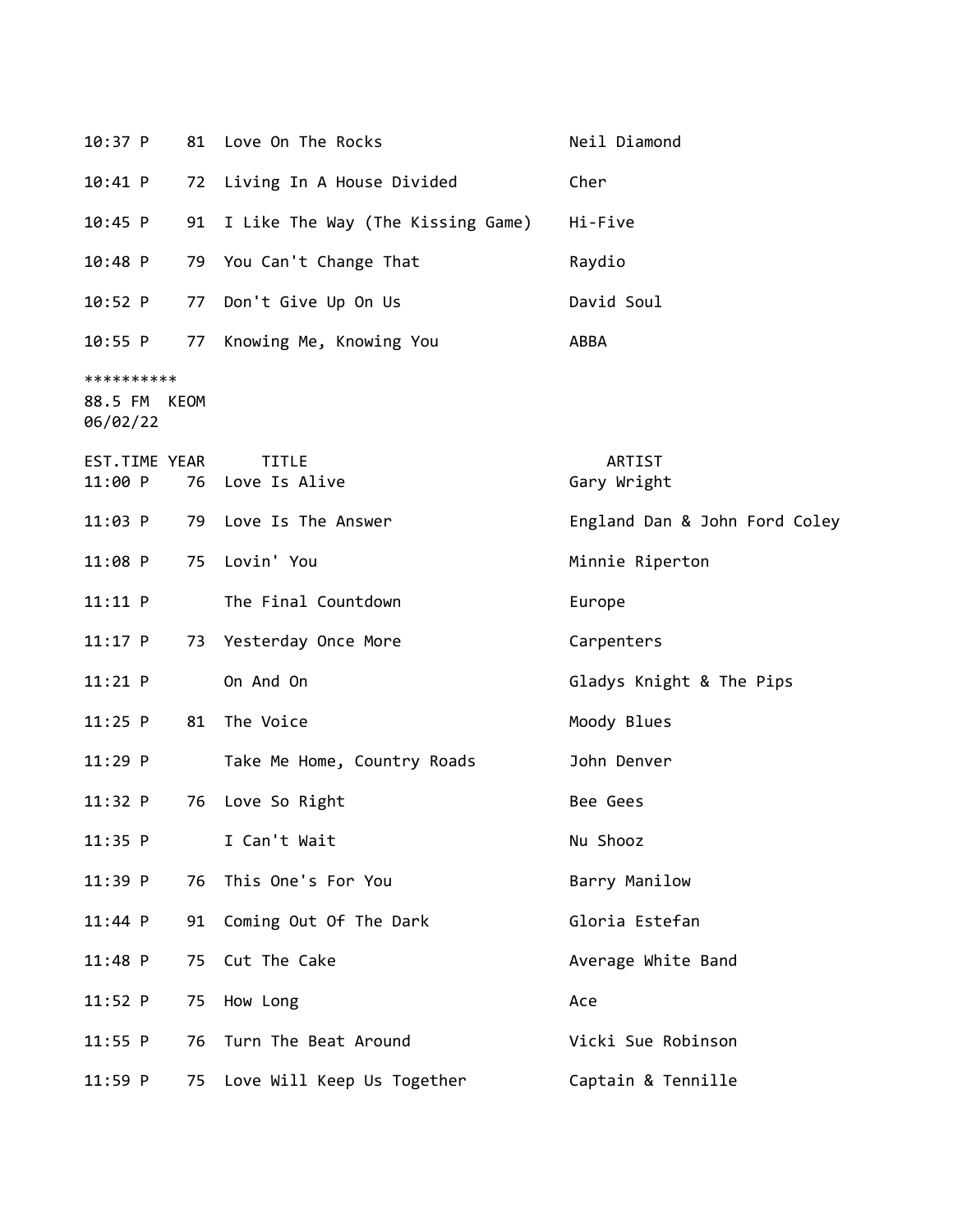| | | | |
|---|---|---|---|
| 10:37 P | 81 | Love On The Rocks | Neil Diamond |
| 10:41 P | 72 | Living In A House Divided | Cher |
| 10:45 P | 91 | I Like The Way (The Kissing Game) | Hi-Five |
| 10:48 P | 79 | You Can't Change That | Raydio |
| 10:52 P | 77 | Don't Give Up On Us | David Soul |
| 10:55 P | 77 | Knowing Me, Knowing You | ABBA |

**********
88.5 FM KEOM
06/02/22

| EST.TIME | YEAR | TITLE | ARTIST |
|---|---|---|---|
| 11:00 P | 76 | Love Is Alive | Gary Wright |
| 11:03 P | 79 | Love Is The Answer | England Dan & John Ford Coley |
| 11:08 P | 75 | Lovin' You | Minnie Riperton |
| 11:11 P | | The Final Countdown | Europe |
| 11:17 P | 73 | Yesterday Once More | Carpenters |
| 11:21 P | | On And On | Gladys Knight & The Pips |
| 11:25 P | 81 | The Voice | Moody Blues |
| 11:29 P | | Take Me Home, Country Roads | John Denver |
| 11:32 P | 76 | Love So Right | Bee Gees |
| 11:35 P | | I Can't Wait | Nu Shooz |
| 11:39 P | 76 | This One's For You | Barry Manilow |
| 11:44 P | 91 | Coming Out Of The Dark | Gloria Estefan |
| 11:48 P | 75 | Cut The Cake | Average White Band |
| 11:52 P | 75 | How Long | Ace |
| 11:55 P | 76 | Turn The Beat Around | Vicki Sue Robinson |
| 11:59 P | 75 | Love Will Keep Us Together | Captain & Tennille |